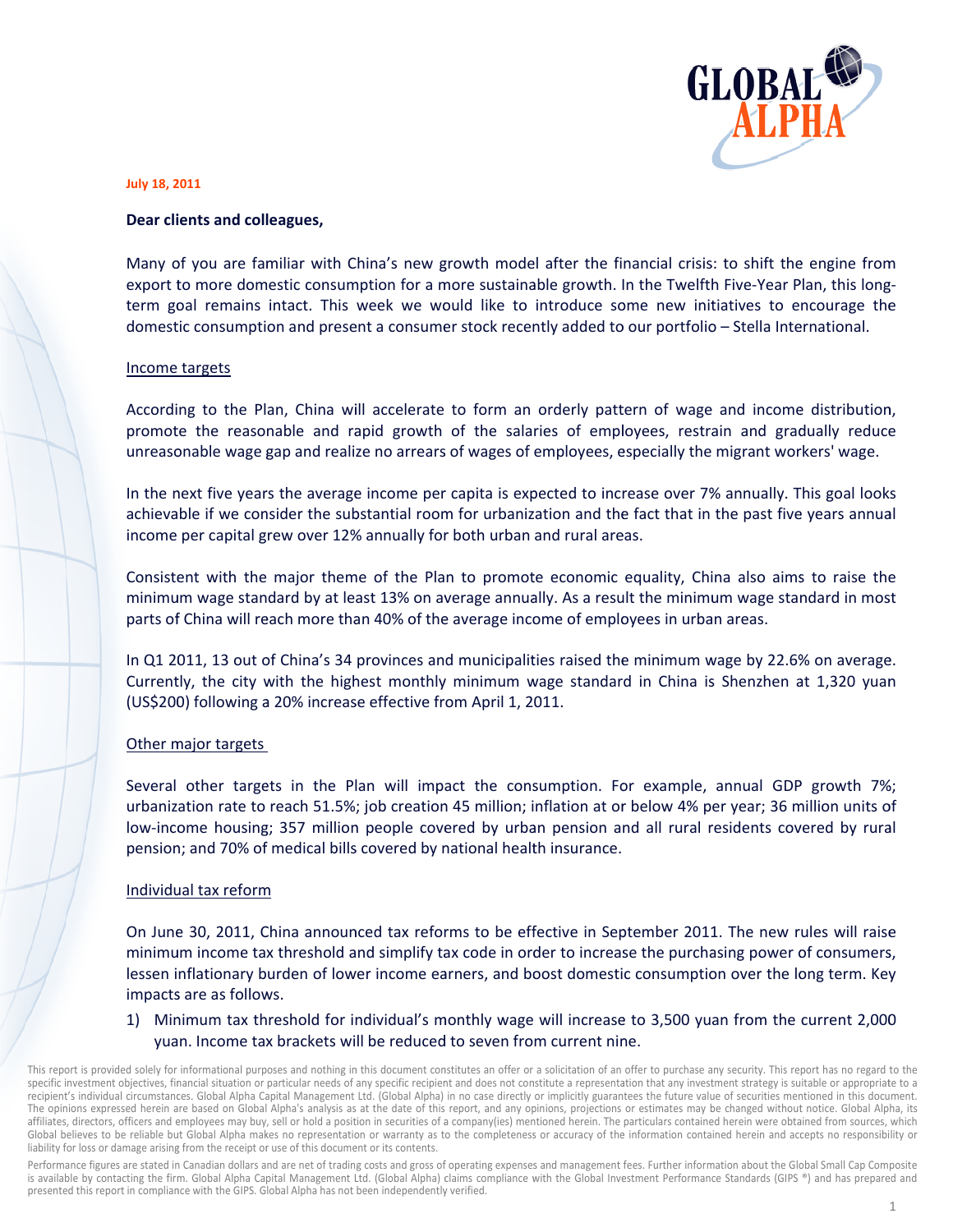**July 18, 2011**

**Dear clients and colleagues,**

Many of you are familiar with China's new growth model after the financial crisis: to shift the engine from export to more domestic consumption for a more sustainable growth. In the Twelfth Five-Year Plan, this long-term goal remains intact. This week we would like to introduce some new initiatives to encourage the domestic consumption and present a consumer stock recently added to our portfolio – Stella International.

## Income targets

According to the Plan, China will accelerate to form an orderly pattern of wage and income distribution, promote the reasonable and rapid growth of the salaries of employees, restrain and gradually reduce unreasonable wage gap and realize no arrears of wages of employees, especially the migrant workers' wage.

In the next five years the average income per capita is expected to increase over 7% annually. This goal looks achievable if we consider the substantial room for urbanization and the fact that in the past five years annual income per capital grew over 12% annually for both urban and rural areas.

Consistent with the major theme of the Plan to promote economic equality, China also aims to raise the minimum wage standard by at least 13% on average annually. As a result the minimum wage standard in most parts of China will reach more than 40% of the average income of employees in urban areas.

In Q1 2011, 13 out of China's 34 provinces and municipalities raised the minimum wage by 22.6% on average. Currently, the city with the highest monthly minimum wage standard in China is Shenzhen at 1,320 yuan (US$200) following a 20% increase effective from April 1, 2011.

## Other major targets

Several other targets in the Plan will impact the consumption. For example, annual GDP growth 7%; urbanization rate to reach 51.5%; job creation 45 million; inflation at or below 4% per year; 36 million units of low-income housing; 357 million people covered by urban pension and all rural residents covered by rural pension; and 70% of medical bills covered by national health insurance.

## Individual tax reform

On June 30, 2011, China announced tax reforms to be effective in September 2011. The new rules will raise minimum income tax threshold and simplify tax code in order to increase the purchasing power of consumers, lessen inflationary burden of lower income earners, and boost domestic consumption over the long term. Key impacts are as follows.

1) Minimum tax threshold for individual's monthly wage will increase to 3,500 yuan from the current 2,000 yuan. Income tax brackets will be reduced to seven from current nine.

This report is provided solely for informational purposes and nothing in this document constitutes an offer or a solicitation of an offer to purchase any security. This report has no regard to the specific investment objectives, financial situation or particular needs of any specific recipient and does not constitute a representation that any investment strategy is suitable or appropriate to a recipient's individual circumstances. Global Alpha Capital Management Ltd. (Global Alpha) in no case directly or implicitly guarantees the future value of securities mentioned in this document. The opinions expressed herein are based on Global Alpha's analysis as at the date of this report, and any opinions, projections or estimates may be changed without notice. Global Alpha, its affiliates, directors, officers and employees may buy, sell or hold a position in securities of a company(ies) mentioned herein. The particulars contained herein were obtained from sources, which Global believes to be reliable but Global Alpha makes no representation or warranty as to the completeness or accuracy of the information contained herein and accepts no responsibility or liability for loss or damage arising from the receipt or use of this document or its contents.

Performance figures are stated in Canadian dollars and are net of trading costs and gross of operating expenses and management fees. Further information about the Global Small Cap Composite is available by contacting the firm. Global Alpha Capital Management Ltd. (Global Alpha) claims compliance with the Global Investment Performance Standards (GIPS ®) and has prepared and presented this report in compliance with the GIPS. Global Alpha has not been independently verified.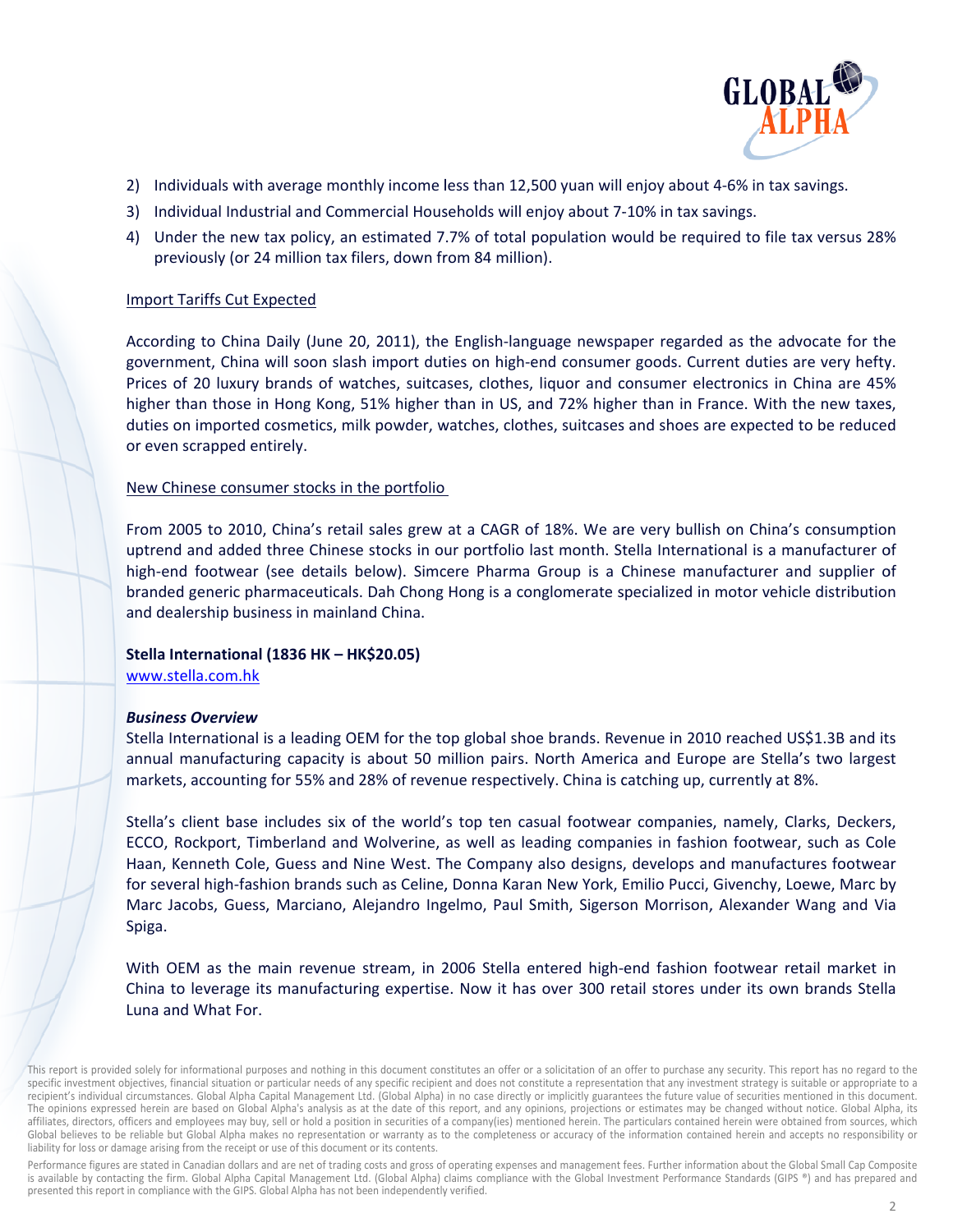2) Individuals with average monthly income less than 12,500 yuan will enjoy about 4-6% in tax savings.
3) Individual Industrial and Commercial Households will enjoy about 7-10% in tax savings.
4) Under the new tax policy, an estimated 7.7% of total population would be required to file tax versus 28% previously (or 24 million tax filers, down from 84 million).

Import Tariffs Cut Expected

According to China Daily (June 20, 2011), the English-language newspaper regarded as the advocate for the government, China will soon slash import duties on high-end consumer goods. Current duties are very hefty. Prices of 20 luxury brands of watches, suitcases, clothes, liquor and consumer electronics in China are 45% higher than those in Hong Kong, 51% higher than in US, and 72% higher than in France. With the new taxes, duties on imported cosmetics, milk powder, watches, clothes, suitcases and shoes are expected to be reduced or even scrapped entirely.

New Chinese consumer stocks in the portfolio

From 2005 to 2010, China's retail sales grew at a CAGR of 18%. We are very bullish on China's consumption uptrend and added three Chinese stocks in our portfolio last month. Stella International is a manufacturer of high-end footwear (see details below). Simcere Pharma Group is a Chinese manufacturer and supplier of branded generic pharmaceuticals. Dah Chong Hong is a conglomerate specialized in motor vehicle distribution and dealership business in mainland China.

**Stella International (1836 HK – HK$20.05)**
www.stella.com.hk

***Business Overview***
Stella International is a leading OEM for the top global shoe brands. Revenue in 2010 reached US$1.3B and its annual manufacturing capacity is about 50 million pairs. North America and Europe are Stella's two largest markets, accounting for 55% and 28% of revenue respectively. China is catching up, currently at 8%.

Stella's client base includes six of the world's top ten casual footwear companies, namely, Clarks, Deckers, ECCO, Rockport, Timberland and Wolverine, as well as leading companies in fashion footwear, such as Cole Haan, Kenneth Cole, Guess and Nine West. The Company also designs, develops and manufactures footwear for several high-fashion brands such as Celine, Donna Karan New York, Emilio Pucci, Givenchy, Loewe, Marc by Marc Jacobs, Guess, Marciano, Alejandro Ingelmo, Paul Smith, Sigerson Morrison, Alexander Wang and Via Spiga.

With OEM as the main revenue stream, in 2006 Stella entered high-end fashion footwear retail market in China to leverage its manufacturing expertise. Now it has over 300 retail stores under its own brands Stella Luna and What For.

This report is provided solely for informational purposes and nothing in this document constitutes an offer or a solicitation of an offer to purchase any security. This report has no regard to the specific investment objectives, financial situation or particular needs of any specific recipient and does not constitute a representation that any investment strategy is suitable or appropriate to a recipient's individual circumstances. Global Alpha Capital Management Ltd. (Global Alpha) in no case directly or implicitly guarantees the future value of securities mentioned in this document. The opinions expressed herein are based on Global Alpha's analysis as at the date of this report, and any opinions, projections or estimates may be changed without notice. Global Alpha, its affiliates, directors, officers and employees may buy, sell or hold a position in securities of a company(ies) mentioned herein. The particulars contained herein were obtained from sources, which Global believes to be reliable but Global Alpha makes no representation or warranty as to the completeness or accuracy of the information contained herein and accepts no responsibility or liability for loss or damage arising from the receipt or use of this document or its contents.

Performance figures are stated in Canadian dollars and are net of trading costs and gross of operating expenses and management fees. Further information about the Global Small Cap Composite is available by contacting the firm. Global Alpha Capital Management Ltd. (Global Alpha) claims compliance with the Global Investment Performance Standards (GIPS ®) and has prepared and presented this report in compliance with the GIPS. Global Alpha has not been independently verified.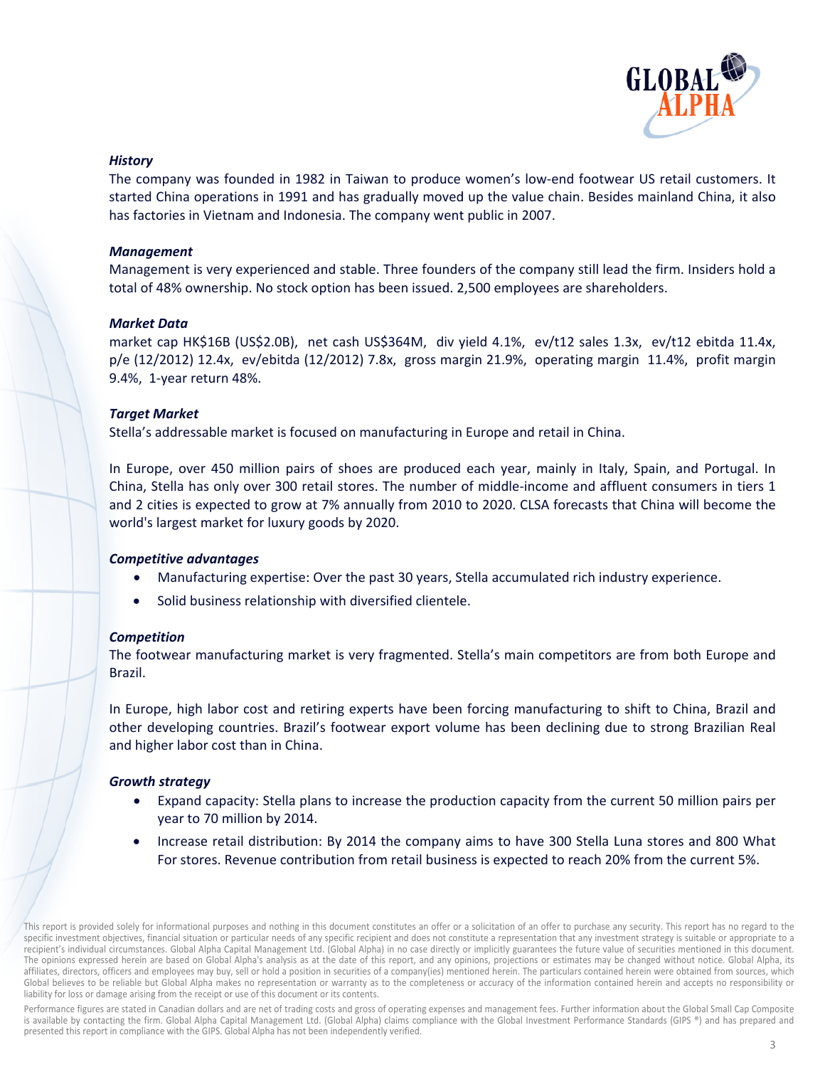### *History*

The company was founded in 1982 in Taiwan to produce women's low-end footwear US retail customers. It started China operations in 1991 and has gradually moved up the value chain. Besides mainland China, it also has factories in Vietnam and Indonesia. The company went public in 2007.

### *Management*

Management is very experienced and stable. Three founders of the company still lead the firm. Insiders hold a total of 48% ownership. No stock option has been issued. 2,500 employees are shareholders.

### *Market Data*

market cap HK$16B (US$2.0B), net cash US$364M, div yield 4.1%, ev/t12 sales 1.3x, ev/t12 ebitda 11.4x, p/e (12/2012) 12.4x, ev/ebitda (12/2012) 7.8x, gross margin 21.9%, operating margin 11.4%, profit margin 9.4%, 1-year return 48%.

### *Target Market*

Stella's addressable market is focused on manufacturing in Europe and retail in China.

In Europe, over 450 million pairs of shoes are produced each year, mainly in Italy, Spain, and Portugal. In China, Stella has only over 300 retail stores. The number of middle-income and affluent consumers in tiers 1 and 2 cities is expected to grow at 7% annually from 2010 to 2020. CLSA forecasts that China will become the world's largest market for luxury goods by 2020.

### *Competitive advantages*

- Manufacturing expertise: Over the past 30 years, Stella accumulated rich industry experience.
- Solid business relationship with diversified clientele.

### *Competition*

The footwear manufacturing market is very fragmented. Stella's main competitors are from both Europe and Brazil.

In Europe, high labor cost and retiring experts have been forcing manufacturing to shift to China, Brazil and other developing countries. Brazil's footwear export volume has been declining due to strong Brazilian Real and higher labor cost than in China.

### *Growth strategy*

- Expand capacity: Stella plans to increase the production capacity from the current 50 million pairs per year to 70 million by 2014.
- Increase retail distribution: By 2014 the company aims to have 300 Stella Luna stores and 800 What For stores. Revenue contribution from retail business is expected to reach 20% from the current 5%.

This report is provided solely for informational purposes and nothing in this document constitutes an offer or a solicitation of an offer to purchase any security. This report has no regard to the specific investment objectives, financial situation or particular needs of any specific recipient and does not constitute a representation that any investment strategy is suitable or appropriate to a recipient's individual circumstances. Global Alpha Capital Management Ltd. (Global Alpha) in no case directly or implicitly guarantees the future value of securities mentioned in this document. The opinions expressed herein are based on Global Alpha's analysis as at the date of this report, and any opinions, projections or estimates may be changed without notice. Global Alpha, its affiliates, directors, officers and employees may buy, sell or hold a position in securities of a company(ies) mentioned herein. The particulars contained herein were obtained from sources, which Global believes to be reliable but Global Alpha makes no representation or warranty as to the completeness or accuracy of the information contained herein and accepts no responsibility or liability for loss or damage arising from the receipt or use of this document or its contents.

Performance figures are stated in Canadian dollars and are net of trading costs and gross of operating expenses and management fees. Further information about the Global Small Cap Composite is available by contacting the firm. Global Alpha Capital Management Ltd. (Global Alpha) claims compliance with the Global Investment Performance Standards (GIPS ®) and has prepared and presented this report in compliance with the GIPS. Global Alpha has not been independently verified.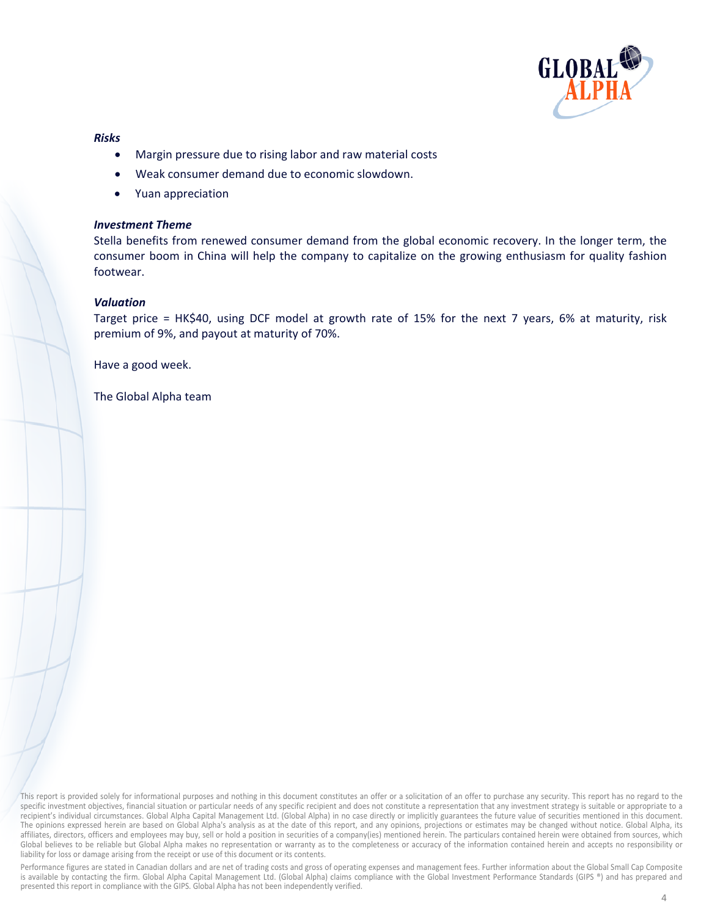***Risks***

- Margin pressure due to rising labor and raw material costs
- Weak consumer demand due to economic slowdown.
- Yuan appreciation

***Investment Theme***

Stella benefits from renewed consumer demand from the global economic recovery. In the longer term, the consumer boom in China will help the company to capitalize on the growing enthusiasm for quality fashion footwear.

***Valuation***

Target price = HK$40, using DCF model at growth rate of 15% for the next 7 years, 6% at maturity, risk premium of 9%, and payout at maturity of 70%.

Have a good week.

The Global Alpha team

This report is provided solely for informational purposes and nothing in this document constitutes an offer or a solicitation of an offer to purchase any security. This report has no regard to the specific investment objectives, financial situation or particular needs of any specific recipient and does not constitute a representation that any investment strategy is suitable or appropriate to a recipient's individual circumstances. Global Alpha Capital Management Ltd. (Global Alpha) in no case directly or implicitly guarantees the future value of securities mentioned in this document. The opinions expressed herein are based on Global Alpha's analysis as at the date of this report, and any opinions, projections or estimates may be changed without notice. Global Alpha, its affiliates, directors, officers and employees may buy, sell or hold a position in securities of a company(ies) mentioned herein. The particulars contained herein were obtained from sources, which Global believes to be reliable but Global Alpha makes no representation or warranty as to the completeness or accuracy of the information contained herein and accepts no responsibility or liability for loss or damage arising from the receipt or use of this document or its contents.

Performance figures are stated in Canadian dollars and are net of trading costs and gross of operating expenses and management fees. Further information about the Global Small Cap Composite is available by contacting the firm. Global Alpha Capital Management Ltd. (Global Alpha) claims compliance with the Global Investment Performance Standards (GIPS ®) and has prepared and presented this report in compliance with the GIPS. Global Alpha has not been independently verified.